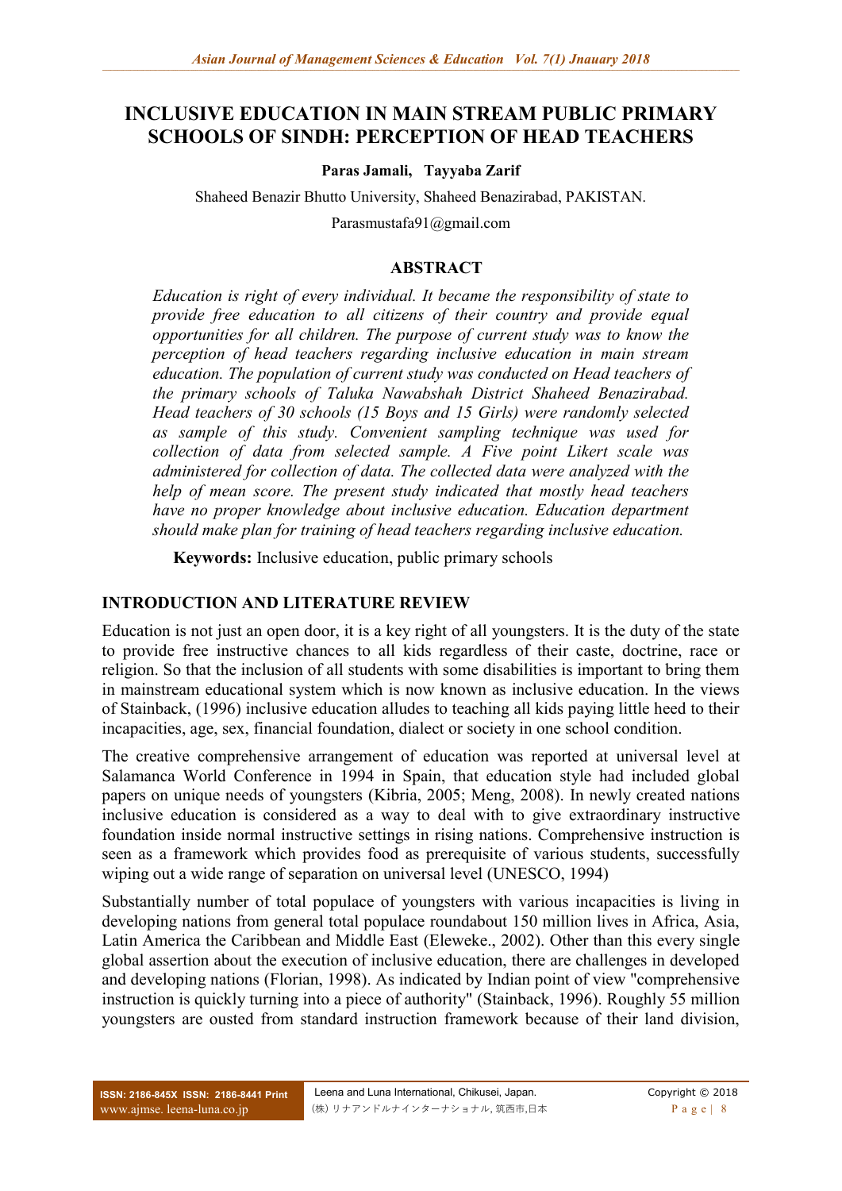# INCLUSIVE EDUCATION IN MAIN STREAM PUBLIC PRIMARY SCHOOLS OF SINDH: PERCEPTION OF HEAD TEACHERS

**Paras Jamali, Tayyaba Zarif**

Shaheed Benazir Bhutto University, Shaheed Benazirabad, PAKISTAN.

Parasmustafa91@gmail.com

## ABSTRACT

*Education is right of every individual. It became the responsibility of state to provide free education to all citizens of their country and provide equal opportunities for all children. The purpose of current study was to know the perception of head teachers regarding inclusive education in main stream education. The population of current study was conducted on Head teachers of the primary schools of Taluka Nawabshah District Shaheed Benazirabad. Head teachers of 30 schools (15 Boys and 15 Girls) were randomly selected as sample of this study. Convenient sampling technique was used for collection of data from selected sample. A Five point Likert scale was administered for collection of data. The collected data were analyzed with the help of mean score. The present study indicated that mostly head teachers have no proper knowledge about inclusive education. Education department should make plan for training of head teachers regarding inclusive education.*

**Keywords:** Inclusive education, public primary schools

## INTRODUCTION AND LITERATURE REVIEW

Education is not just an open door, it is a key right of all youngsters. It is the duty of the state to provide free instructive chances to all kids regardless of their caste, doctrine, race or religion. So that the inclusion of all students with some disabilities is important to bring them in mainstream educational system which is now known as inclusive education. In the views of Stainback, (1996) inclusive education alludes to teaching all kids paying little heed to their incapacities, age, sex, financial foundation, dialect or society in one school condition.

The creative comprehensive arrangement of education was reported at universal level at Salamanca World Conference in 1994 in Spain, that education style had included global papers on unique needs of youngsters (Kibria, 2005; Meng, 2008). In newly created nations inclusive education is considered as a way to deal with to give extraordinary instructive foundation inside normal instructive settings in rising nations. Comprehensive instruction is seen as a framework which provides food as prerequisite of various students, successfully wiping out a wide range of separation on universal level (UNESCO, 1994)

Substantially number of total populace of youngsters with various incapacities is living in developing nations from general total populace roundabout 150 million lives in Africa, Asia, Latin America the Caribbean and Middle East (Eleweke., 2002). Other than this every single global assertion about the execution of inclusive education, there are challenges in developed and developing nations (Florian, 1998). As indicated by Indian point of view "comprehensive instruction is quickly turning into a piece of authority" (Stainback, 1996). Roughly 55 million youngsters are ousted from standard instruction framework because of their land division,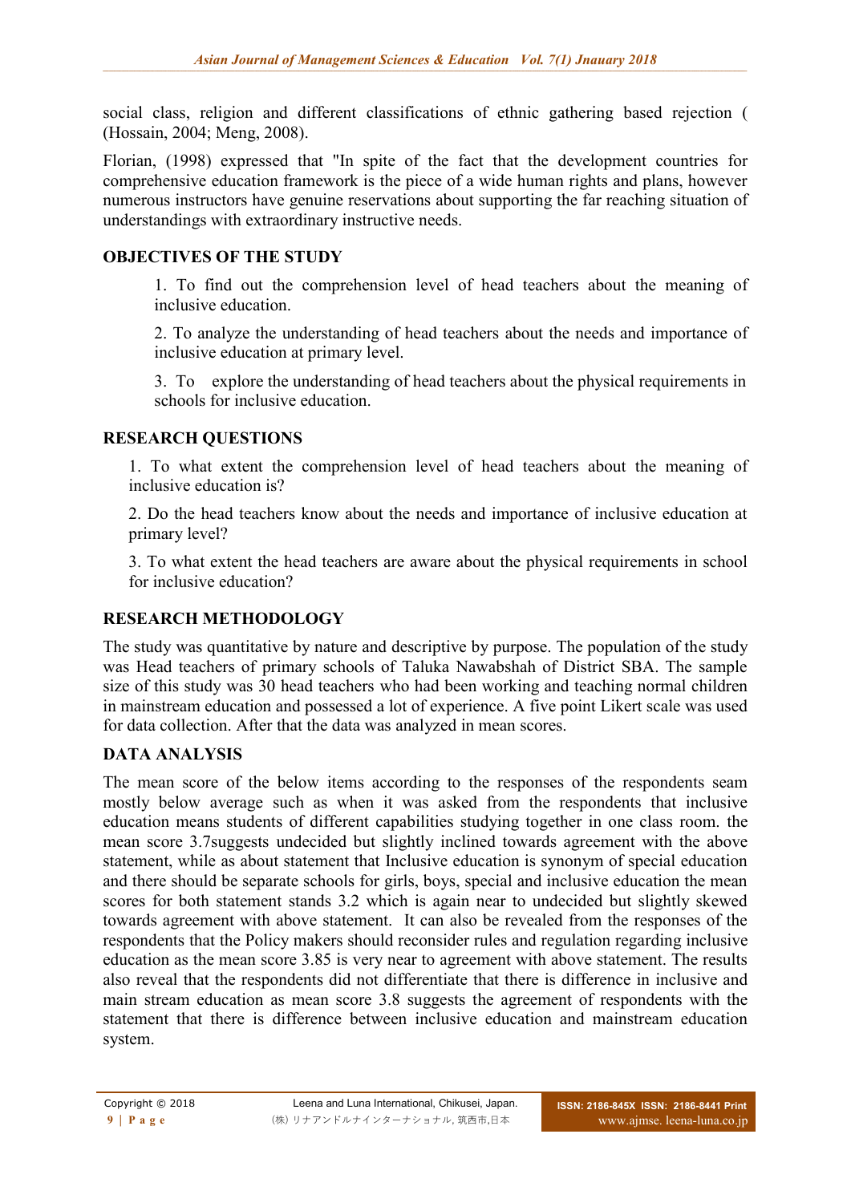social class, religion and different classifications of ethnic gathering based rejection ( (Hossain, 2004; Meng, 2008).

Florian, (1998) expressed that "In spite of the fact that the development countries for comprehensive education framework is the piece of a wide human rights and plans, however numerous instructors have genuine reservations about supporting the far reaching situation of understandings with extraordinary instructive needs.

## OBJECTIVES OF THE STUDY

1. To find out the comprehension level of head teachers about the meaning of inclusive education.

2. To analyze the understanding of head teachers about the needs and importance of inclusive education at primary level.

3. To explore the understanding of head teachers about the physical requirements in schools for inclusive education.

## RESEARCH QUESTIONS

1. To what extent the comprehension level of head teachers about the meaning of inclusive education is?

2. Do the head teachers know about the needs and importance of inclusive education at primary level?

3. To what extent the head teachers are aware about the physical requirements in school for inclusive education?

## RESEARCH METHODOLOGY

The study was quantitative by nature and descriptive by purpose. The population of the study was Head teachers of primary schools of Taluka Nawabshah of District SBA. The sample size of this study was 30 head teachers who had been working and teaching normal children in mainstream education and possessed a lot of experience. A five point Likert scale was used for data collection. After that the data was analyzed in mean scores.

## DATA ANALYSIS

The mean score of the below items according to the responses of the respondents seam mostly below average such as when it was asked from the respondents that inclusive education means students of different capabilities studying together in one class room. the mean score 3.7suggests undecided but slightly inclined towards agreement with the above statement, while as about statement that Inclusive education is synonym of special education and there should be separate schools for girls, boys, special and inclusive education the mean scores for both statement stands 3.2 which is again near to undecided but slightly skewed towards agreement with above statement. It can also be revealed from the responses of the respondents that the Policy makers should reconsider rules and regulation regarding inclusive education as the mean score 3.85 is very near to agreement with above statement. The results also reveal that the respondents did not differentiate that there is difference in inclusive and main stream education as mean score 3.8 suggests the agreement of respondents with the statement that there is difference between inclusive education and mainstream education system.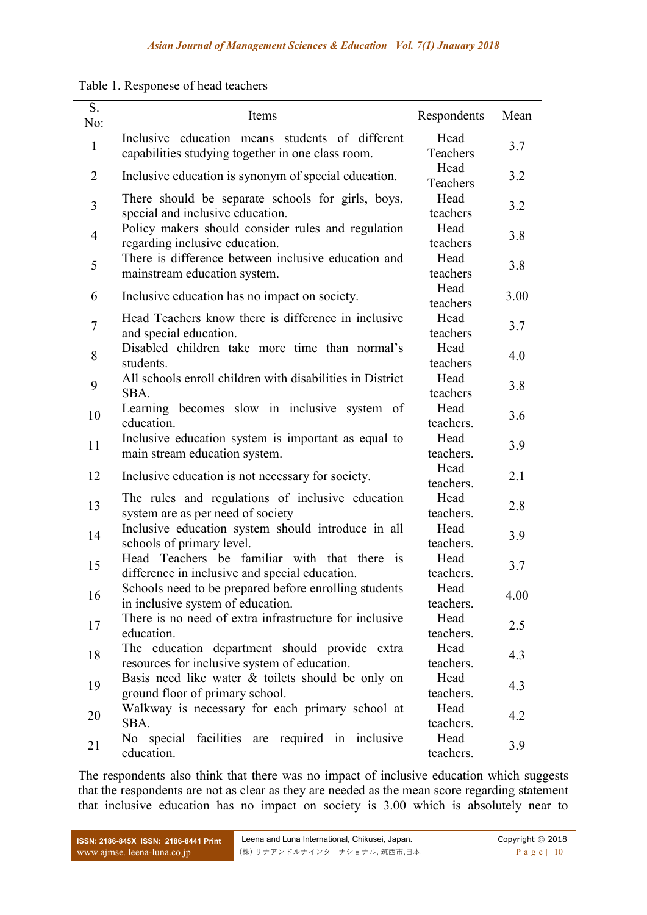Table 1. Responese of head teachers

| S. No: | Items | Respondents | Mean |
|---|---|---|---|
| 1 | Inclusive education means students of different capabilities studying together in one class room. | Head Teachers | 3.7 |
| 2 | Inclusive education is synonym of special education. | Head Teachers | 3.2 |
| 3 | There should be separate schools for girls, boys, special and inclusive education. | Head teachers | 3.2 |
| 4 | Policy makers should consider rules and regulation regarding inclusive education. | Head teachers | 3.8 |
| 5 | There is difference between inclusive education and mainstream education system. | Head teachers | 3.8 |
| 6 | Inclusive education has no impact on society. | Head teachers | 3.00 |
| 7 | Head Teachers know there is difference in inclusive and special education. | Head teachers | 3.7 |
| 8 | Disabled children take more time than normal's students. | Head teachers | 4.0 |
| 9 | All schools enroll children with disabilities in District SBA. | Head teachers | 3.8 |
| 10 | Learning becomes slow in inclusive system of education. | Head teachers. | 3.6 |
| 11 | Inclusive education system is important as equal to main stream education system. | Head teachers. | 3.9 |
| 12 | Inclusive education is not necessary for society. | Head teachers. | 2.1 |
| 13 | The rules and regulations of inclusive education system are as per need of society | Head teachers. | 2.8 |
| 14 | Inclusive education system should introduce in all schools of primary level. | Head teachers. | 3.9 |
| 15 | Head Teachers be familiar with that there is difference in inclusive and special education. | Head teachers. | 3.7 |
| 16 | Schools need to be prepared before enrolling students in inclusive system of education. | Head teachers. | 4.00 |
| 17 | There is no need of extra infrastructure for inclusive education. | Head teachers. | 2.5 |
| 18 | The education department should provide extra resources for inclusive system of education. | Head teachers. | 4.3 |
| 19 | Basis need like water & toilets should be only on ground floor of primary school. | Head teachers. | 4.3 |
| 20 | Walkway is necessary for each primary school at SBA. | Head teachers. | 4.2 |
| 21 | No special facilities are required in inclusive education. | Head teachers. | 3.9 |

The respondents also think that there was no impact of inclusive education which suggests that the respondents are not as clear as they are needed as the mean score regarding statement that inclusive education has no impact on society is 3.00 which is absolutely near to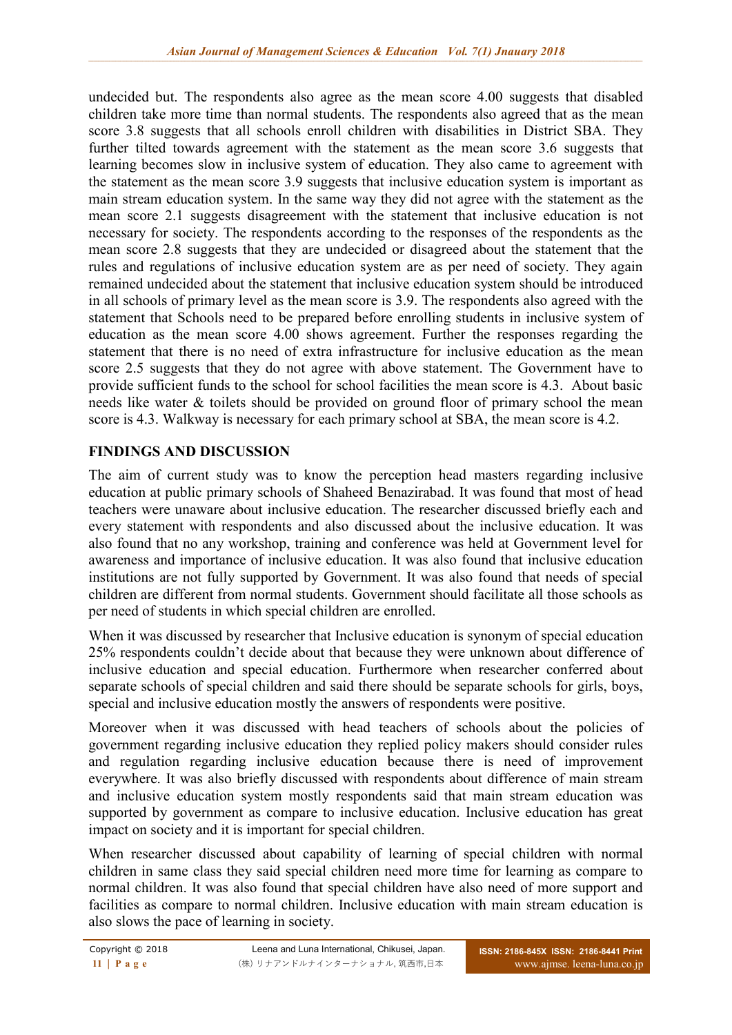undecided but. The respondents also agree as the mean score 4.00 suggests that disabled children take more time than normal students. The respondents also agreed that as the mean score 3.8 suggests that all schools enroll children with disabilities in District SBA. They further tilted towards agreement with the statement as the mean score 3.6 suggests that learning becomes slow in inclusive system of education. They also came to agreement with the statement as the mean score 3.9 suggests that inclusive education system is important as main stream education system. In the same way they did not agree with the statement as the mean score 2.1 suggests disagreement with the statement that inclusive education is not necessary for society. The respondents according to the responses of the respondents as the mean score 2.8 suggests that they are undecided or disagreed about the statement that the rules and regulations of inclusive education system are as per need of society. They again remained undecided about the statement that inclusive education system should be introduced in all schools of primary level as the mean score is 3.9. The respondents also agreed with the statement that Schools need to be prepared before enrolling students in inclusive system of education as the mean score 4.00 shows agreement. Further the responses regarding the statement that there is no need of extra infrastructure for inclusive education as the mean score 2.5 suggests that they do not agree with above statement. The Government have to provide sufficient funds to the school for school facilities the mean score is 4.3. About basic needs like water & toilets should be provided on ground floor of primary school the mean score is 4.3. Walkway is necessary for each primary school at SBA, the mean score is 4.2.

## FINDINGS AND DISCUSSION

The aim of current study was to know the perception head masters regarding inclusive education at public primary schools of Shaheed Benazirabad. It was found that most of head teachers were unaware about inclusive education. The researcher discussed briefly each and every statement with respondents and also discussed about the inclusive education. It was also found that no any workshop, training and conference was held at Government level for awareness and importance of inclusive education. It was also found that inclusive education institutions are not fully supported by Government. It was also found that needs of special children are different from normal students. Government should facilitate all those schools as per need of students in which special children are enrolled.

When it was discussed by researcher that Inclusive education is synonym of special education 25% respondents couldn't decide about that because they were unknown about difference of inclusive education and special education. Furthermore when researcher conferred about separate schools of special children and said there should be separate schools for girls, boys, special and inclusive education mostly the answers of respondents were positive.

Moreover when it was discussed with head teachers of schools about the policies of government regarding inclusive education they replied policy makers should consider rules and regulation regarding inclusive education because there is need of improvement everywhere. It was also briefly discussed with respondents about difference of main stream and inclusive education system mostly respondents said that main stream education was supported by government as compare to inclusive education. Inclusive education has great impact on society and it is important for special children.

When researcher discussed about capability of learning of special children with normal children in same class they said special children need more time for learning as compare to normal children. It was also found that special children have also need of more support and facilities as compare to normal children. Inclusive education with main stream education is also slows the pace of learning in society.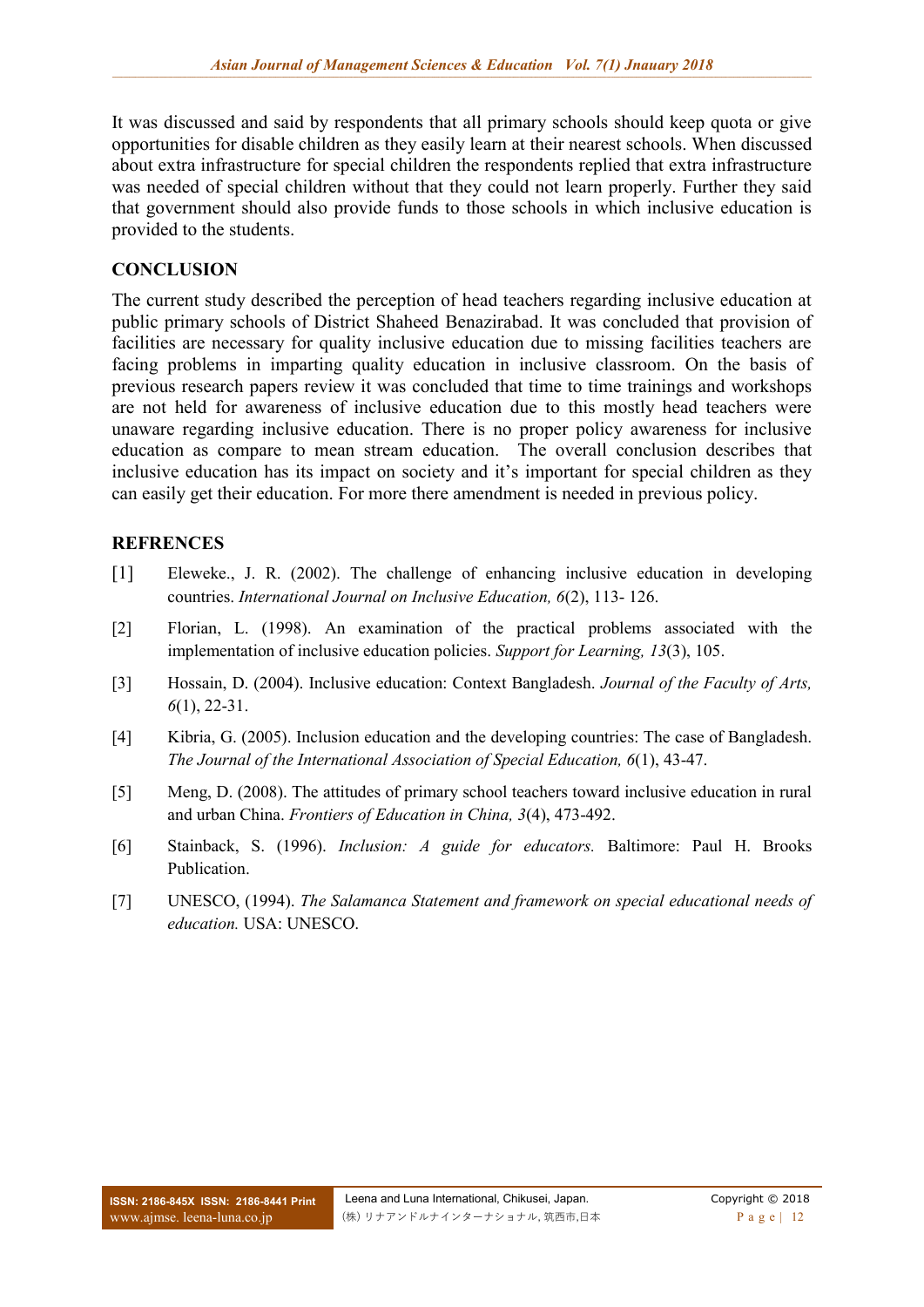It was discussed and said by respondents that all primary schools should keep quota or give opportunities for disable children as they easily learn at their nearest schools. When discussed about extra infrastructure for special children the respondents replied that extra infrastructure was needed of special children without that they could not learn properly. Further they said that government should also provide funds to those schools in which inclusive education is provided to the students.

## CONCLUSION

The current study described the perception of head teachers regarding inclusive education at public primary schools of District Shaheed Benazirabad. It was concluded that provision of facilities are necessary for quality inclusive education due to missing facilities teachers are facing problems in imparting quality education in inclusive classroom. On the basis of previous research papers review it was concluded that time to time trainings and workshops are not held for awareness of inclusive education due to this mostly head teachers were unaware regarding inclusive education. There is no proper policy awareness for inclusive education as compare to mean stream education. The overall conclusion describes that inclusive education has its impact on society and it's important for special children as they can easily get their education. For more there amendment is needed in previous policy.

## REFRENCES

[1] Eleweke., J. R. (2002). The challenge of enhancing inclusive education in developing countries. *International Journal on Inclusive Education, 6*(2), 113- 126.

[2] Florian, L. (1998). An examination of the practical problems associated with the implementation of inclusive education policies. *Support for Learning, 13*(3), 105.

[3] Hossain, D. (2004). Inclusive education: Context Bangladesh. *Journal of the Faculty of Arts, 6*(1), 22-31.

[4] Kibria, G. (2005). Inclusion education and the developing countries: The case of Bangladesh. *The Journal of the International Association of Special Education, 6*(1), 43-47.

[5] Meng, D. (2008). The attitudes of primary school teachers toward inclusive education in rural and urban China. *Frontiers of Education in China, 3*(4), 473-492.

[6] Stainback, S. (1996). *Inclusion: A guide for educators.* Baltimore: Paul H. Brooks Publication.

[7] UNESCO, (1994). *The Salamanca Statement and framework on special educational needs of education.* USA: UNESCO.